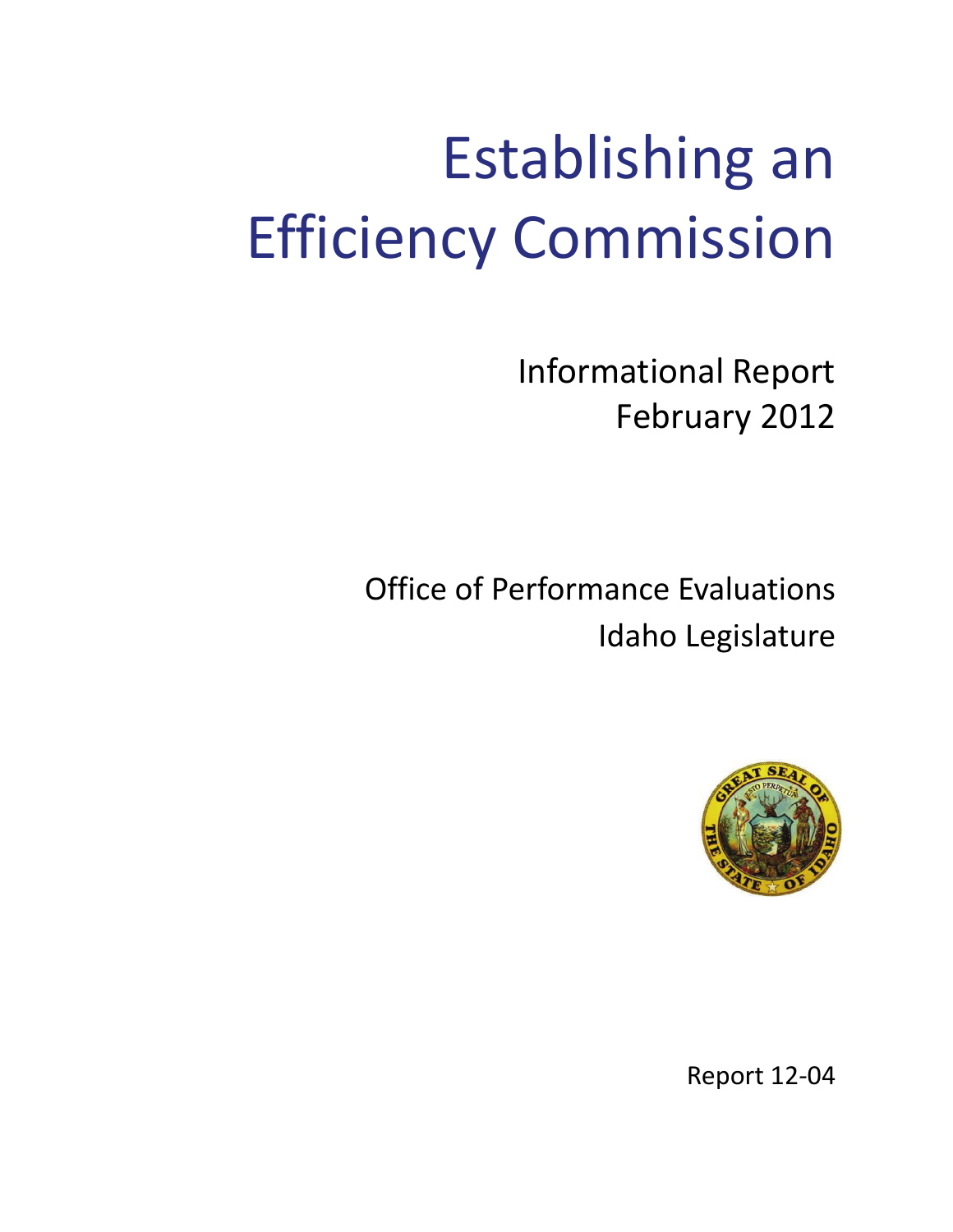# Establishing an Efficiency Commission

Informational Report
February 2012

Office of Performance Evaluations
Idaho Legislature

Report 12-04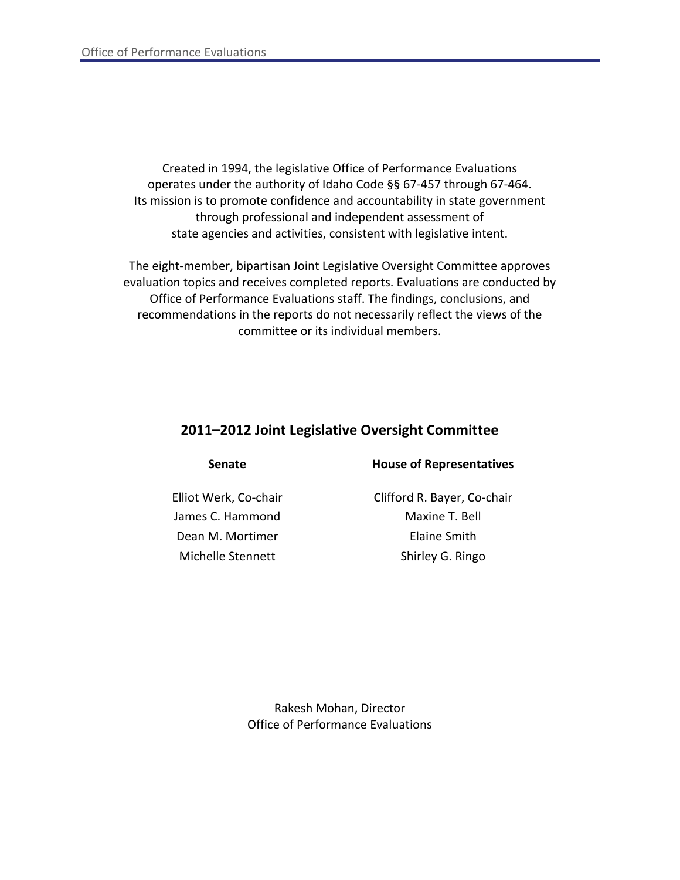Created in 1994, the legislative Office of Performance Evaluations operates under the authority of Idaho Code §§ 67-457 through 67-464. Its mission is to promote confidence and accountability in state government through professional and independent assessment of state agencies and activities, consistent with legislative intent.

The eight-member, bipartisan Joint Legislative Oversight Committee approves evaluation topics and receives completed reports. Evaluations are conducted by Office of Performance Evaluations staff. The findings, conclusions, and recommendations in the reports do not necessarily reflect the views of the committee or its individual members.

## 2011–2012 Joint Legislative Oversight Committee

| Senate | House of Representatives |
|---|---|
| Elliot Werk, Co-chair | Clifford R. Bayer, Co-chair |
| James C. Hammond | Maxine T. Bell |
| Dean M. Mortimer | Elaine Smith |
| Michelle Stennett | Shirley G. Ringo |

Rakesh Mohan, Director
Office of Performance Evaluations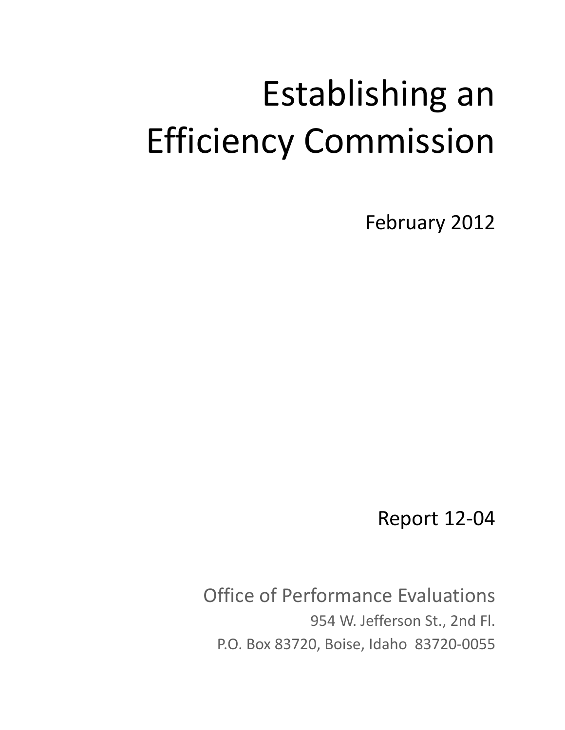# Establishing an Efficiency Commission

February 2012

Report 12-04

Office of Performance Evaluations

954 W. Jefferson St., 2nd Fl.

P.O. Box 83720, Boise, Idaho 83720-0055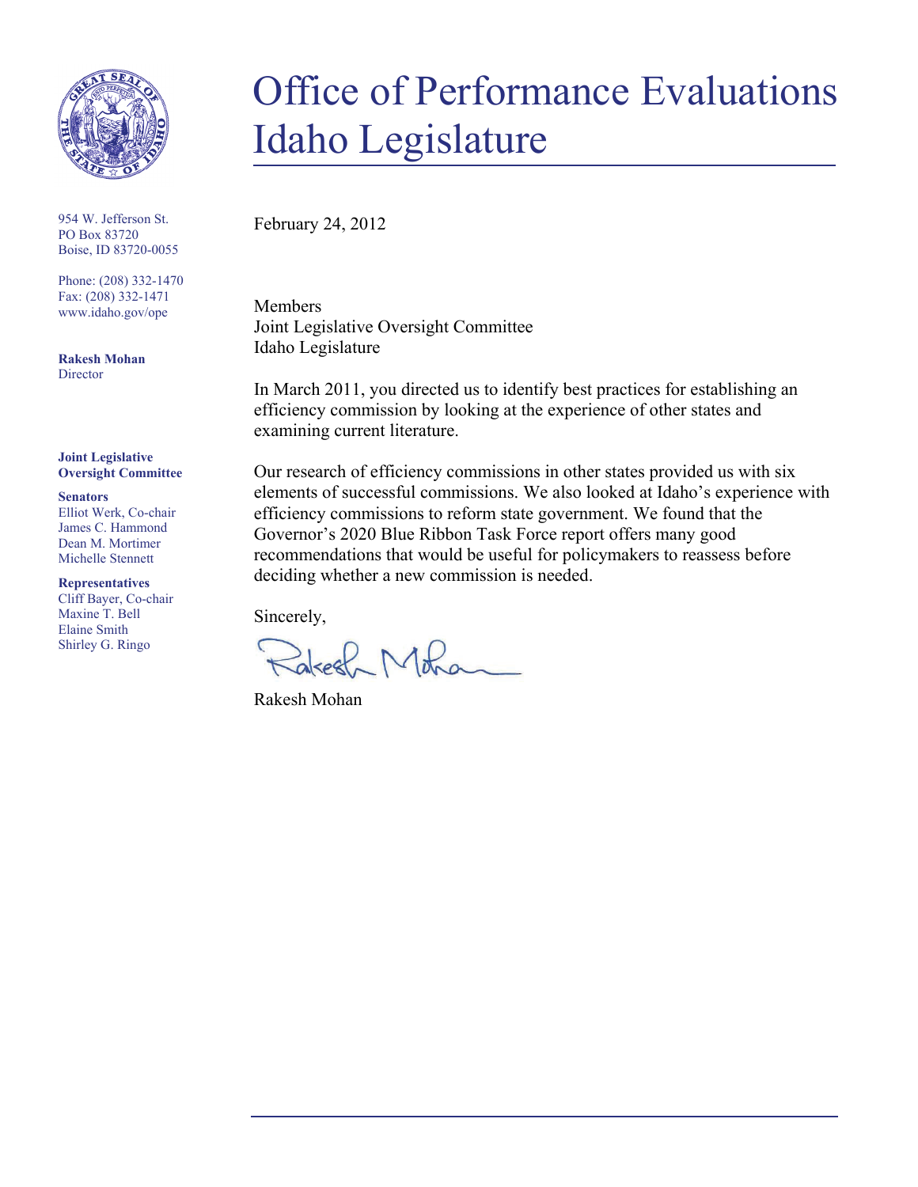# Office of Performance Evaluations
# Idaho Legislature

954 W. Jefferson St.
PO Box 83720
Boise, ID 83720-0055

Phone: (208) 332-1470
Fax: (208) 332-1471
www.idaho.gov/ope

**Rakesh Mohan**
Director

**Joint Legislative Oversight Committee**

**Senators**
Elliot Werk, Co-chair
James C. Hammond
Dean M. Mortimer
Michelle Stennett

**Representatives**
Cliff Bayer, Co-chair
Maxine T. Bell
Elaine Smith
Shirley G. Ringo

February 24, 2012

Members
Joint Legislative Oversight Committee
Idaho Legislature

In March 2011, you directed us to identify best practices for establishing an efficiency commission by looking at the experience of other states and examining current literature.

Our research of efficiency commissions in other states provided us with six elements of successful commissions. We also looked at Idaho's experience with efficiency commissions to reform state government. We found that the Governor's 2020 Blue Ribbon Task Force report offers many good recommendations that would be useful for policymakers to reassess before deciding whether a new commission is needed.

Sincerely,

Rakesh Mohan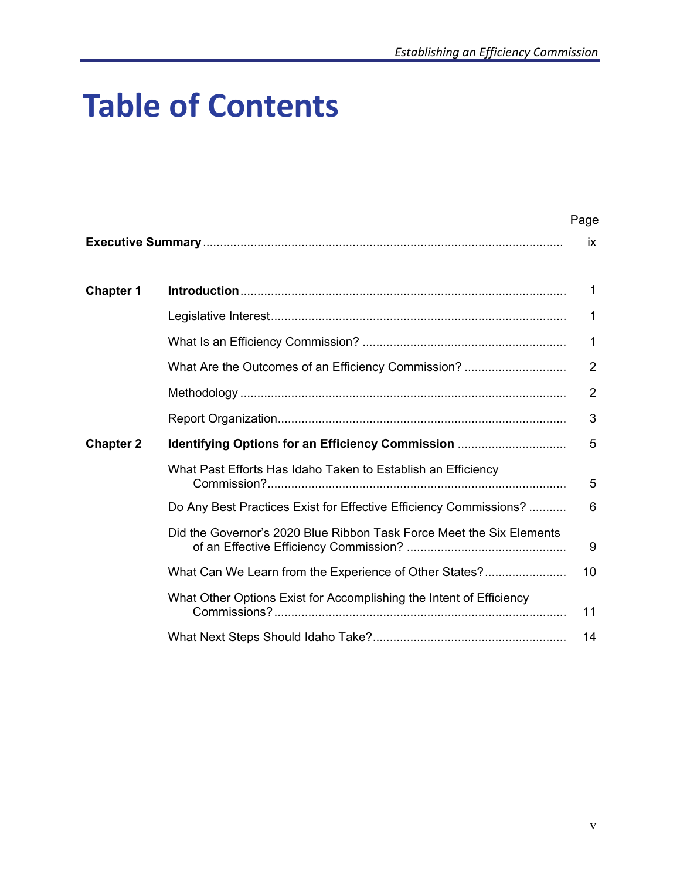# Table of Contents

| | | Page |
|---|---|---|
| **Executive Summary** | | ix |
| **Chapter 1** | **Introduction** | 1 |
| | Legislative Interest | 1 |
| | What Is an Efficiency Commission? | 1 |
| | What Are the Outcomes of an Efficiency Commission? | 2 |
| | Methodology | 2 |
| | Report Organization | 3 |
| **Chapter 2** | **Identifying Options for an Efficiency Commission** | 5 |
| | What Past Efforts Has Idaho Taken to Establish an Efficiency Commission? | 5 |
| | Do Any Best Practices Exist for Effective Efficiency Commissions? | 6 |
| | Did the Governor's 2020 Blue Ribbon Task Force Meet the Six Elements of an Effective Efficiency Commission? | 9 |
| | What Can We Learn from the Experience of Other States? | 10 |
| | What Other Options Exist for Accomplishing the Intent of Efficiency Commissions? | 11 |
| | What Next Steps Should Idaho Take? | 14 |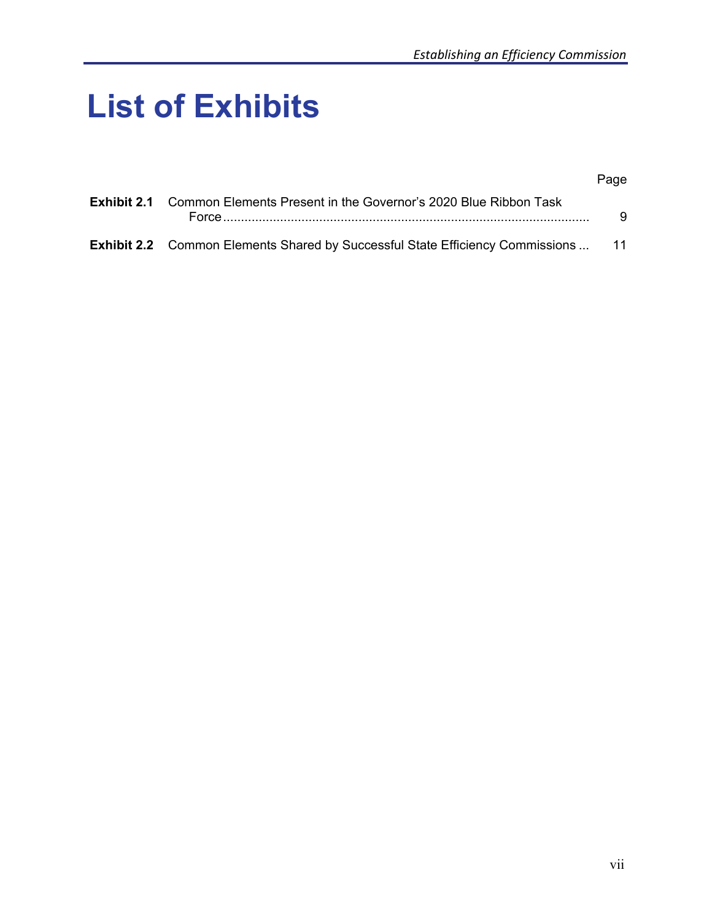# List of Exhibits

| | | Page |
|---|---|---|
| **Exhibit 2.1** | Common Elements Present in the Governor's 2020 Blue Ribbon Task Force | 9 |
| **Exhibit 2.2** | Common Elements Shared by Successful State Efficiency Commissions | 11 |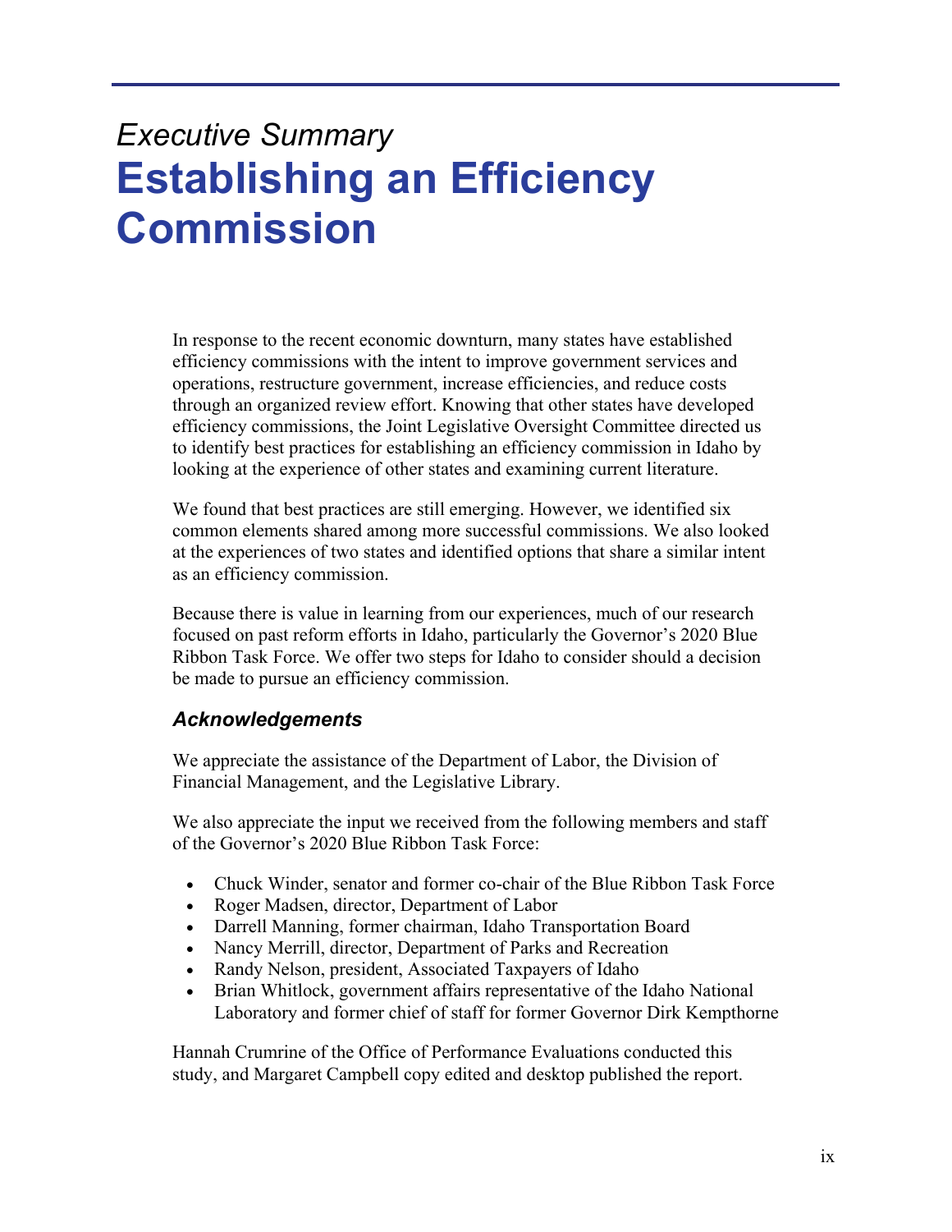*Executive Summary*

# Establishing an Efficiency Commission

In response to the recent economic downturn, many states have established efficiency commissions with the intent to improve government services and operations, restructure government, increase efficiencies, and reduce costs through an organized review effort. Knowing that other states have developed efficiency commissions, the Joint Legislative Oversight Committee directed us to identify best practices for establishing an efficiency commission in Idaho by looking at the experience of other states and examining current literature.

We found that best practices are still emerging. However, we identified six common elements shared among more successful commissions. We also looked at the experiences of two states and identified options that share a similar intent as an efficiency commission.

Because there is value in learning from our experiences, much of our research focused on past reform efforts in Idaho, particularly the Governor's 2020 Blue Ribbon Task Force. We offer two steps for Idaho to consider should a decision be made to pursue an efficiency commission.

### *Acknowledgements*

We appreciate the assistance of the Department of Labor, the Division of Financial Management, and the Legislative Library.

We also appreciate the input we received from the following members and staff of the Governor's 2020 Blue Ribbon Task Force:

- Chuck Winder, senator and former co-chair of the Blue Ribbon Task Force
- Roger Madsen, director, Department of Labor
- Darrell Manning, former chairman, Idaho Transportation Board
- Nancy Merrill, director, Department of Parks and Recreation
- Randy Nelson, president, Associated Taxpayers of Idaho
- Brian Whitlock, government affairs representative of the Idaho National Laboratory and former chief of staff for former Governor Dirk Kempthorne

Hannah Crumrine of the Office of Performance Evaluations conducted this study, and Margaret Campbell copy edited and desktop published the report.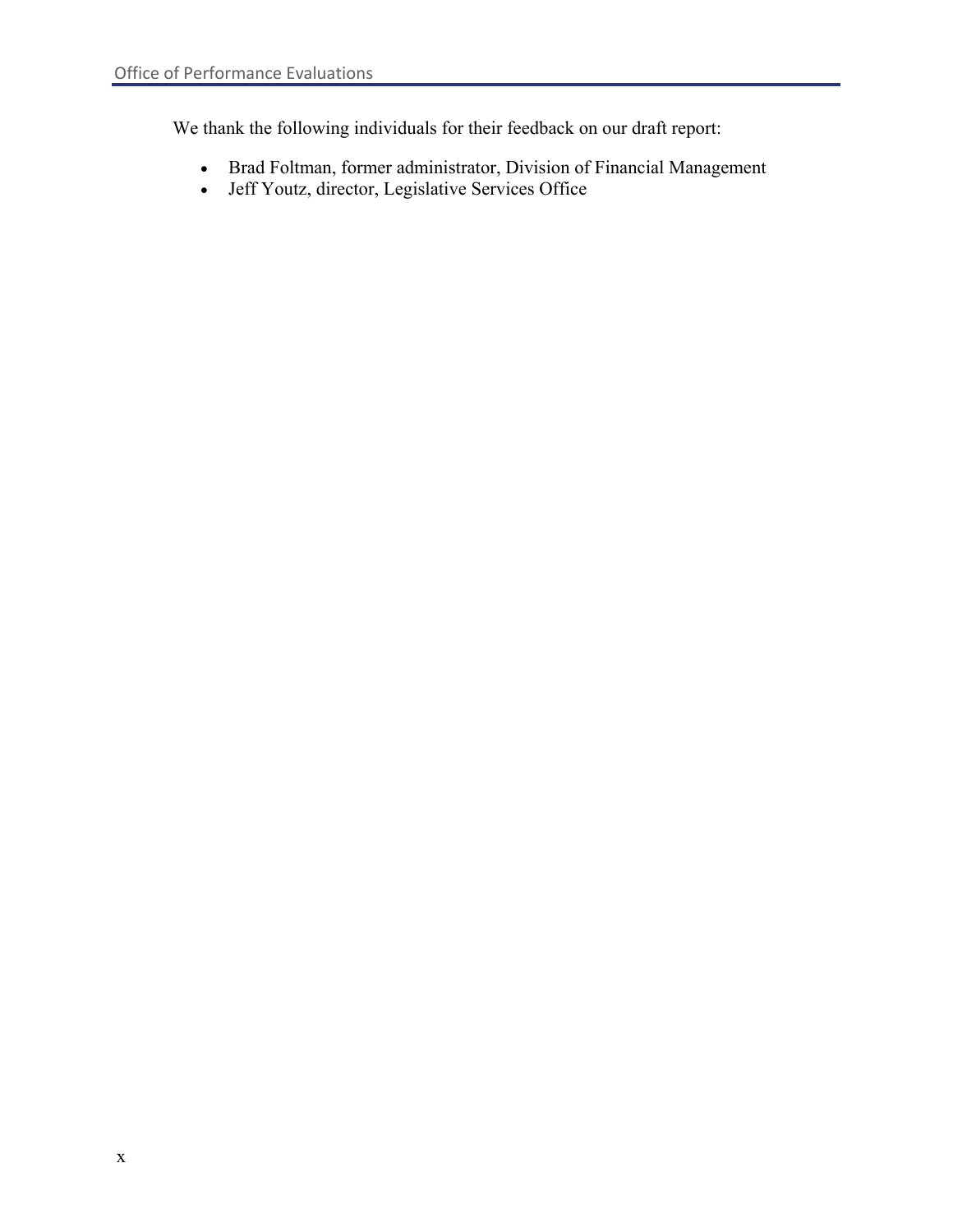We thank the following individuals for their feedback on our draft report:

- Brad Foltman, former administrator, Division of Financial Management
- Jeff Youtz, director, Legislative Services Office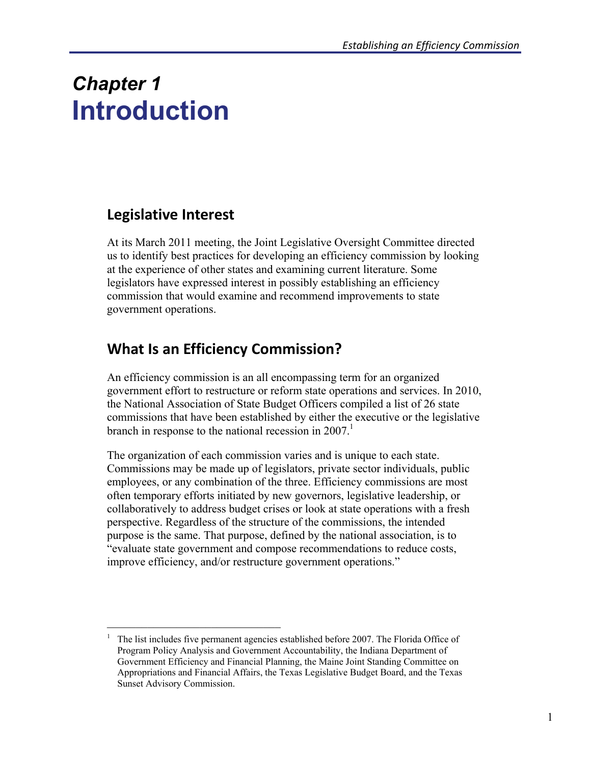# Chapter 1
# Introduction

## Legislative Interest

At its March 2011 meeting, the Joint Legislative Oversight Committee directed us to identify best practices for developing an efficiency commission by looking at the experience of other states and examining current literature. Some legislators have expressed interest in possibly establishing an efficiency commission that would examine and recommend improvements to state government operations.

## What Is an Efficiency Commission?

An efficiency commission is an all encompassing term for an organized government effort to restructure or reform state operations and services. In 2010, the National Association of State Budget Officers compiled a list of 26 state commissions that have been established by either the executive or the legislative branch in response to the national recession in 2007.[1]

The organization of each commission varies and is unique to each state. Commissions may be made up of legislators, private sector individuals, public employees, or any combination of the three. Efficiency commissions are most often temporary efforts initiated by new governors, legislative leadership, or collaboratively to address budget crises or look at state operations with a fresh perspective. Regardless of the structure of the commissions, the intended purpose is the same. That purpose, defined by the national association, is to "evaluate state government and compose recommendations to reduce costs, improve efficiency, and/or restructure government operations."

[1] The list includes five permanent agencies established before 2007. The Florida Office of Program Policy Analysis and Government Accountability, the Indiana Department of Government Efficiency and Financial Planning, the Maine Joint Standing Committee on Appropriations and Financial Affairs, the Texas Legislative Budget Board, and the Texas Sunset Advisory Commission.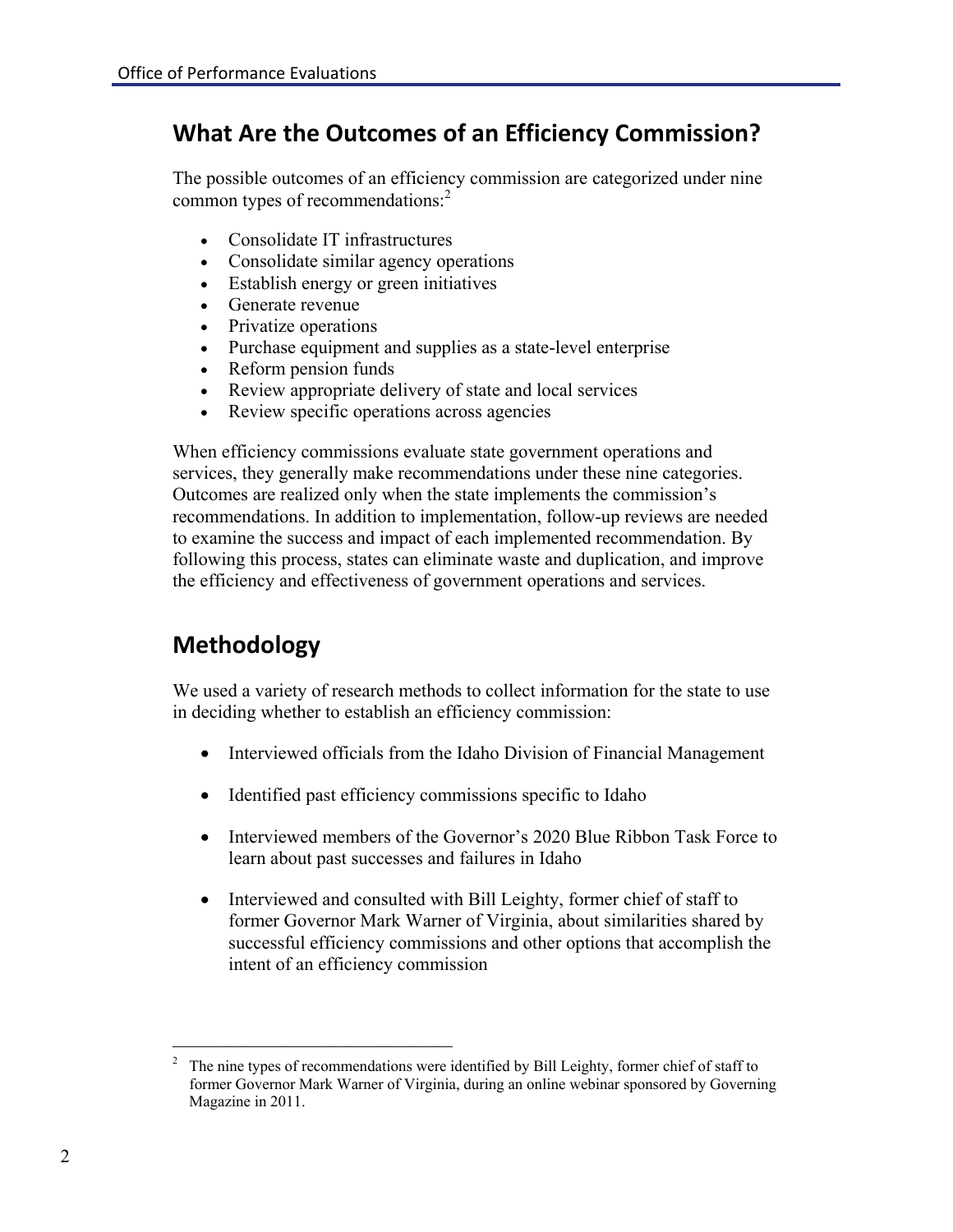## What Are the Outcomes of an Efficiency Commission?

The possible outcomes of an efficiency commission are categorized under nine common types of recommendations:[2]

- Consolidate IT infrastructures
- Consolidate similar agency operations
- Establish energy or green initiatives
- Generate revenue
- Privatize operations
- Purchase equipment and supplies as a state-level enterprise
- Reform pension funds
- Review appropriate delivery of state and local services
- Review specific operations across agencies

When efficiency commissions evaluate state government operations and services, they generally make recommendations under these nine categories. Outcomes are realized only when the state implements the commission's recommendations. In addition to implementation, follow-up reviews are needed to examine the success and impact of each implemented recommendation. By following this process, states can eliminate waste and duplication, and improve the efficiency and effectiveness of government operations and services.

## Methodology

We used a variety of research methods to collect information for the state to use in deciding whether to establish an efficiency commission:

- Interviewed officials from the Idaho Division of Financial Management
- Identified past efficiency commissions specific to Idaho
- Interviewed members of the Governor's 2020 Blue Ribbon Task Force to learn about past successes and failures in Idaho
- Interviewed and consulted with Bill Leighty, former chief of staff to former Governor Mark Warner of Virginia, about similarities shared by successful efficiency commissions and other options that accomplish the intent of an efficiency commission

[2] The nine types of recommendations were identified by Bill Leighty, former chief of staff to former Governor Mark Warner of Virginia, during an online webinar sponsored by Governing Magazine in 2011.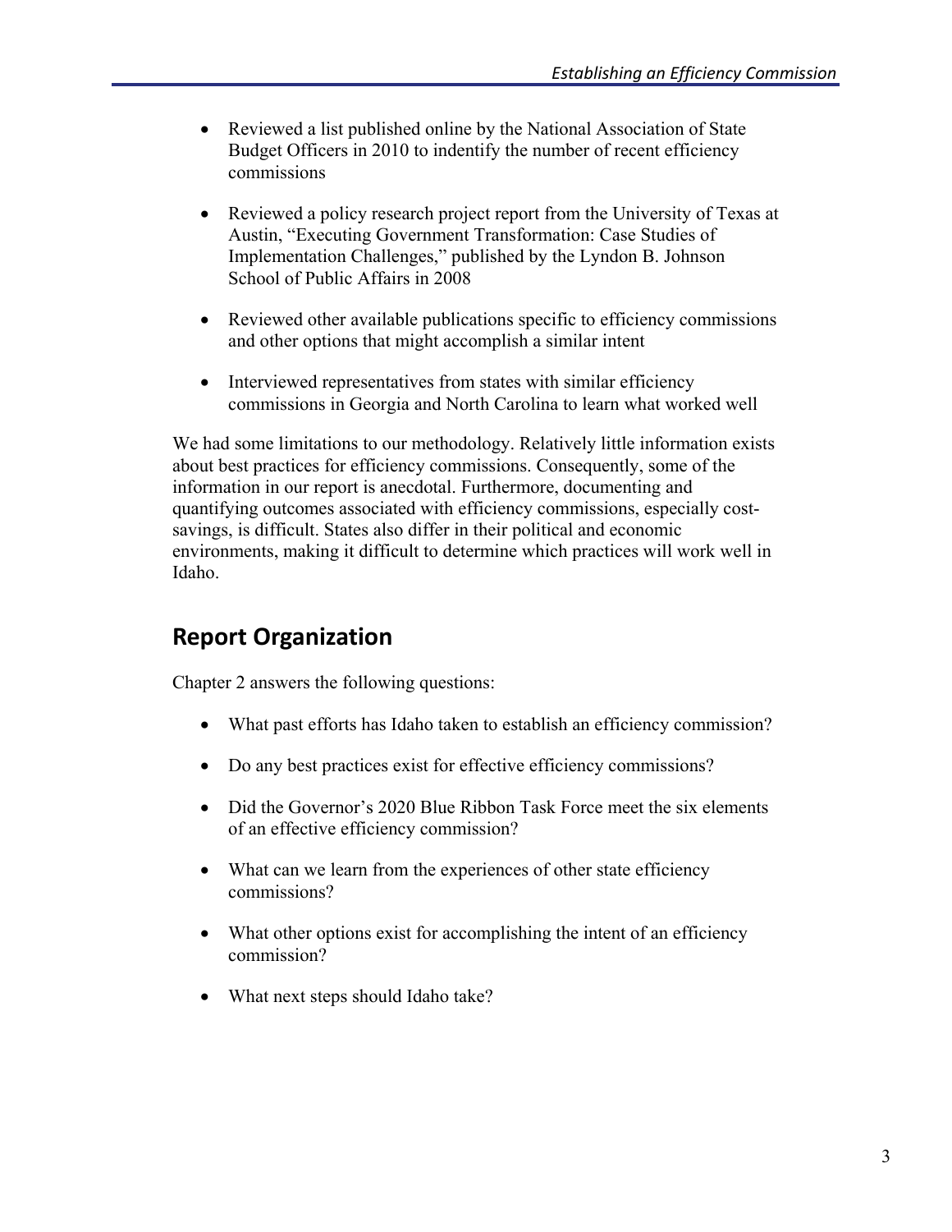- Reviewed a list published online by the National Association of State Budget Officers in 2010 to indentify the number of recent efficiency commissions

- Reviewed a policy research project report from the University of Texas at Austin, "Executing Government Transformation: Case Studies of Implementation Challenges," published by the Lyndon B. Johnson School of Public Affairs in 2008

- Reviewed other available publications specific to efficiency commissions and other options that might accomplish a similar intent

- Interviewed representatives from states with similar efficiency commissions in Georgia and North Carolina to learn what worked well

We had some limitations to our methodology. Relatively little information exists about best practices for efficiency commissions. Consequently, some of the information in our report is anecdotal. Furthermore, documenting and quantifying outcomes associated with efficiency commissions, especially cost-savings, is difficult. States also differ in their political and economic environments, making it difficult to determine which practices will work well in Idaho.

## Report Organization

Chapter 2 answers the following questions:

- What past efforts has Idaho taken to establish an efficiency commission?

- Do any best practices exist for effective efficiency commissions?

- Did the Governor's 2020 Blue Ribbon Task Force meet the six elements of an effective efficiency commission?

- What can we learn from the experiences of other state efficiency commissions?

- What other options exist for accomplishing the intent of an efficiency commission?

- What next steps should Idaho take?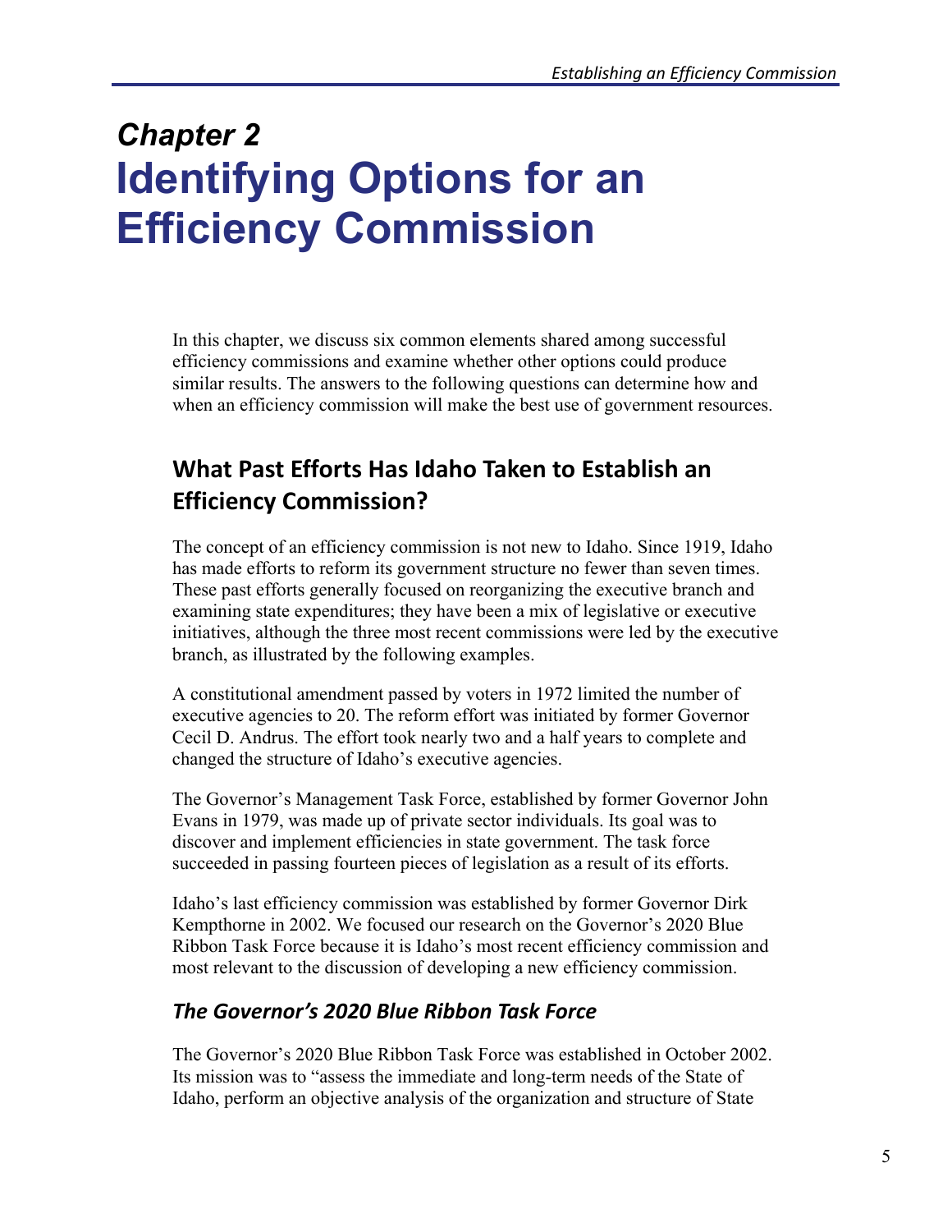# *Chapter 2*
# Identifying Options for an Efficiency Commission

In this chapter, we discuss six common elements shared among successful efficiency commissions and examine whether other options could produce similar results. The answers to the following questions can determine how and when an efficiency commission will make the best use of government resources.

## What Past Efforts Has Idaho Taken to Establish an Efficiency Commission?

The concept of an efficiency commission is not new to Idaho. Since 1919, Idaho has made efforts to reform its government structure no fewer than seven times. These past efforts generally focused on reorganizing the executive branch and examining state expenditures; they have been a mix of legislative or executive initiatives, although the three most recent commissions were led by the executive branch, as illustrated by the following examples.

A constitutional amendment passed by voters in 1972 limited the number of executive agencies to 20. The reform effort was initiated by former Governor Cecil D. Andrus. The effort took nearly two and a half years to complete and changed the structure of Idaho's executive agencies.

The Governor's Management Task Force, established by former Governor John Evans in 1979, was made up of private sector individuals. Its goal was to discover and implement efficiencies in state government. The task force succeeded in passing fourteen pieces of legislation as a result of its efforts.

Idaho's last efficiency commission was established by former Governor Dirk Kempthorne in 2002. We focused our research on the Governor's 2020 Blue Ribbon Task Force because it is Idaho's most recent efficiency commission and most relevant to the discussion of developing a new efficiency commission.

### *The Governor's 2020 Blue Ribbon Task Force*

The Governor's 2020 Blue Ribbon Task Force was established in October 2002. Its mission was to "assess the immediate and long-term needs of the State of Idaho, perform an objective analysis of the organization and structure of State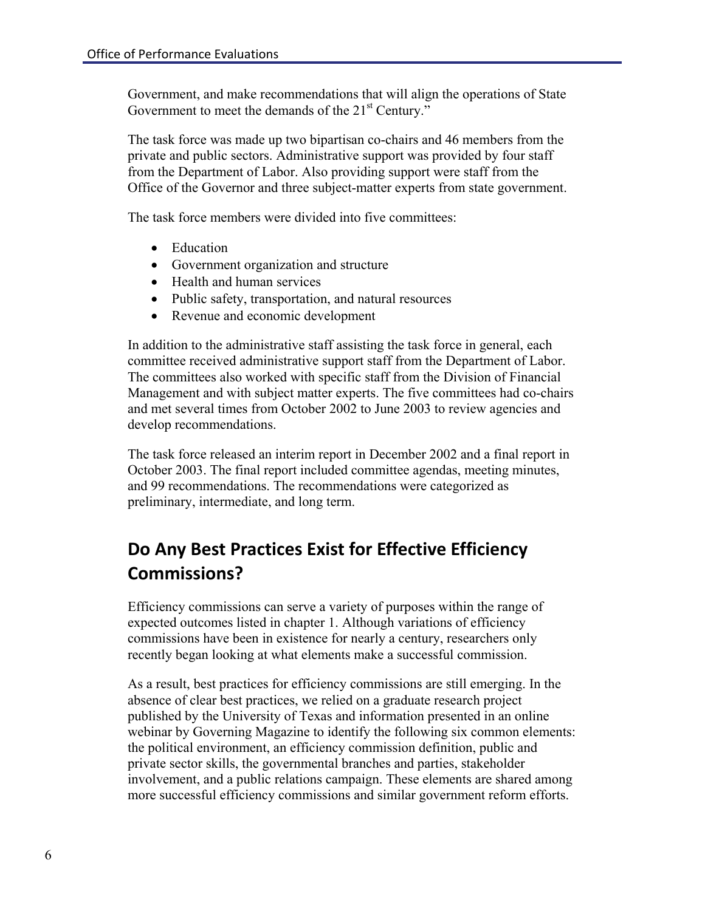Government, and make recommendations that will align the operations of State Government to meet the demands of the 21st Century."

The task force was made up two bipartisan co-chairs and 46 members from the private and public sectors. Administrative support was provided by four staff from the Department of Labor. Also providing support were staff from the Office of the Governor and three subject-matter experts from state government.

The task force members were divided into five committees:

- Education
- Government organization and structure
- Health and human services
- Public safety, transportation, and natural resources
- Revenue and economic development

In addition to the administrative staff assisting the task force in general, each committee received administrative support staff from the Department of Labor. The committees also worked with specific staff from the Division of Financial Management and with subject matter experts. The five committees had co-chairs and met several times from October 2002 to June 2003 to review agencies and develop recommendations.

The task force released an interim report in December 2002 and a final report in October 2003. The final report included committee agendas, meeting minutes, and 99 recommendations. The recommendations were categorized as preliminary, intermediate, and long term.

## Do Any Best Practices Exist for Effective Efficiency Commissions?

Efficiency commissions can serve a variety of purposes within the range of expected outcomes listed in chapter 1. Although variations of efficiency commissions have been in existence for nearly a century, researchers only recently began looking at what elements make a successful commission.

As a result, best practices for efficiency commissions are still emerging. In the absence of clear best practices, we relied on a graduate research project published by the University of Texas and information presented in an online webinar by Governing Magazine to identify the following six common elements: the political environment, an efficiency commission definition, public and private sector skills, the governmental branches and parties, stakeholder involvement, and a public relations campaign. These elements are shared among more successful efficiency commissions and similar government reform efforts.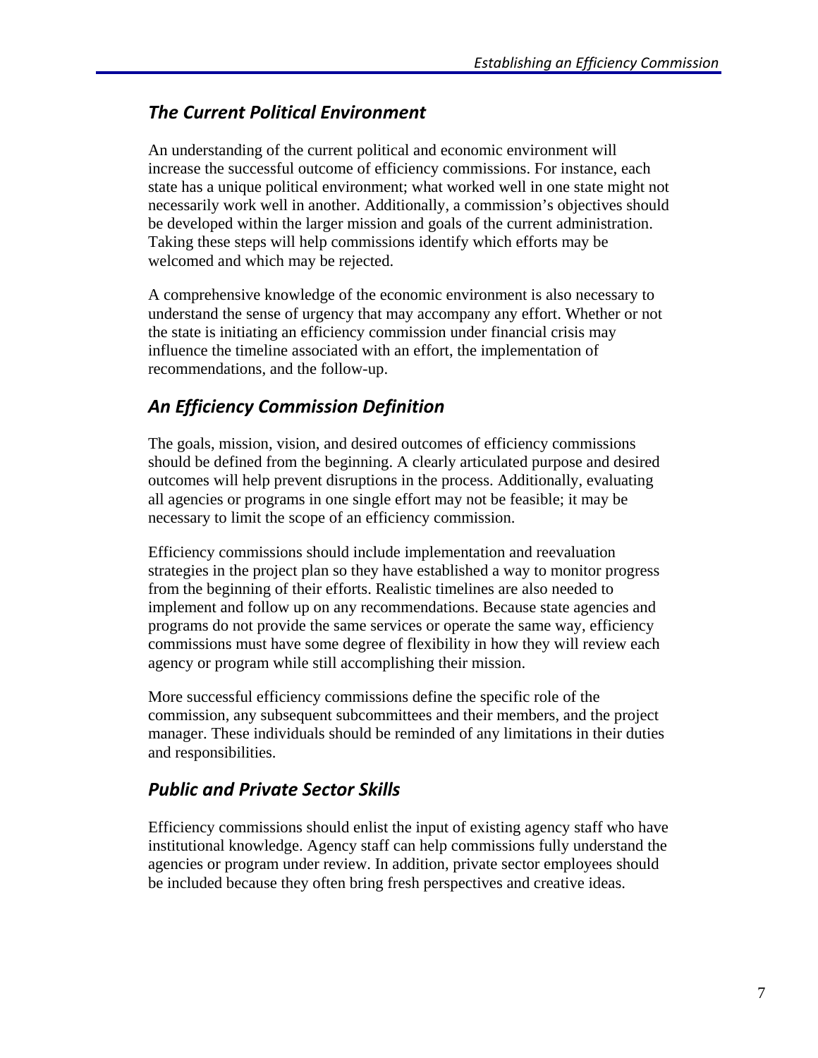## *The Current Political Environment*

An understanding of the current political and economic environment will increase the successful outcome of efficiency commissions. For instance, each state has a unique political environment; what worked well in one state might not necessarily work well in another. Additionally, a commission's objectives should be developed within the larger mission and goals of the current administration. Taking these steps will help commissions identify which efforts may be welcomed and which may be rejected.

A comprehensive knowledge of the economic environment is also necessary to understand the sense of urgency that may accompany any effort. Whether or not the state is initiating an efficiency commission under financial crisis may influence the timeline associated with an effort, the implementation of recommendations, and the follow-up.

## *An Efficiency Commission Definition*

The goals, mission, vision, and desired outcomes of efficiency commissions should be defined from the beginning. A clearly articulated purpose and desired outcomes will help prevent disruptions in the process. Additionally, evaluating all agencies or programs in one single effort may not be feasible; it may be necessary to limit the scope of an efficiency commission.

Efficiency commissions should include implementation and reevaluation strategies in the project plan so they have established a way to monitor progress from the beginning of their efforts. Realistic timelines are also needed to implement and follow up on any recommendations. Because state agencies and programs do not provide the same services or operate the same way, efficiency commissions must have some degree of flexibility in how they will review each agency or program while still accomplishing their mission.

More successful efficiency commissions define the specific role of the commission, any subsequent subcommittees and their members, and the project manager. These individuals should be reminded of any limitations in their duties and responsibilities.

## *Public and Private Sector Skills*

Efficiency commissions should enlist the input of existing agency staff who have institutional knowledge. Agency staff can help commissions fully understand the agencies or program under review. In addition, private sector employees should be included because they often bring fresh perspectives and creative ideas.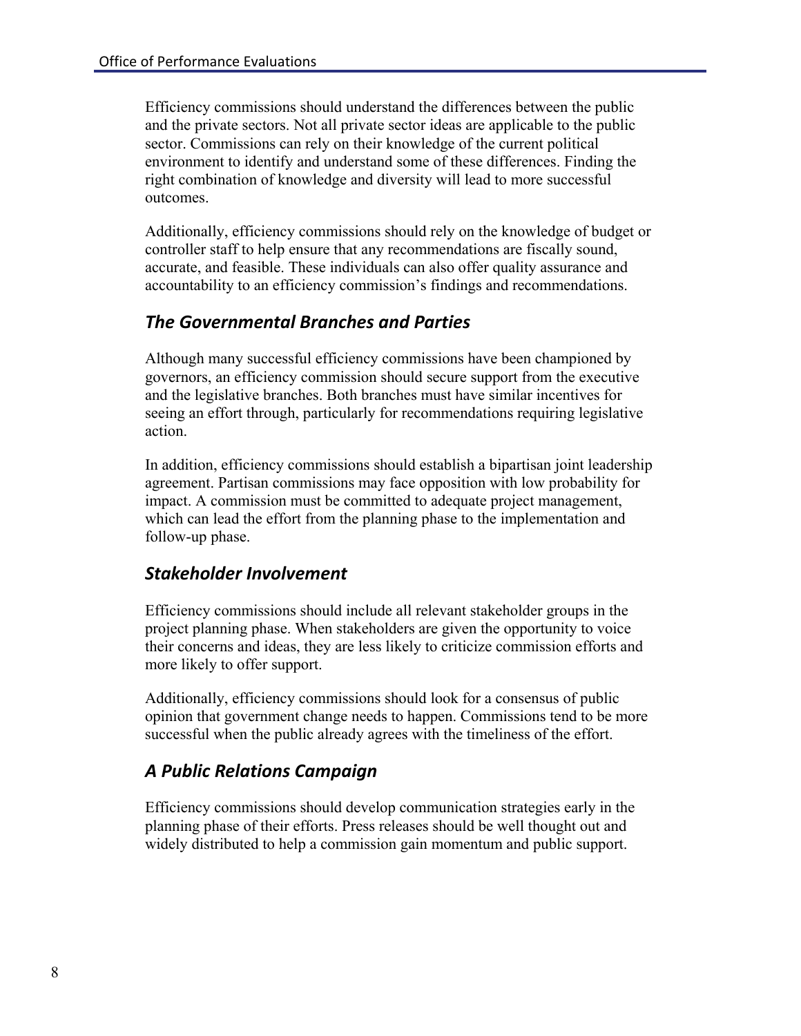Efficiency commissions should understand the differences between the public and the private sectors. Not all private sector ideas are applicable to the public sector. Commissions can rely on their knowledge of the current political environment to identify and understand some of these differences. Finding the right combination of knowledge and diversity will lead to more successful outcomes.

Additionally, efficiency commissions should rely on the knowledge of budget or controller staff to help ensure that any recommendations are fiscally sound, accurate, and feasible. These individuals can also offer quality assurance and accountability to an efficiency commission's findings and recommendations.

### *The Governmental Branches and Parties*

Although many successful efficiency commissions have been championed by governors, an efficiency commission should secure support from the executive and the legislative branches. Both branches must have similar incentives for seeing an effort through, particularly for recommendations requiring legislative action.

In addition, efficiency commissions should establish a bipartisan joint leadership agreement. Partisan commissions may face opposition with low probability for impact. A commission must be committed to adequate project management, which can lead the effort from the planning phase to the implementation and follow-up phase.

### *Stakeholder Involvement*

Efficiency commissions should include all relevant stakeholder groups in the project planning phase. When stakeholders are given the opportunity to voice their concerns and ideas, they are less likely to criticize commission efforts and more likely to offer support.

Additionally, efficiency commissions should look for a consensus of public opinion that government change needs to happen. Commissions tend to be more successful when the public already agrees with the timeliness of the effort.

### *A Public Relations Campaign*

Efficiency commissions should develop communication strategies early in the planning phase of their efforts. Press releases should be well thought out and widely distributed to help a commission gain momentum and public support.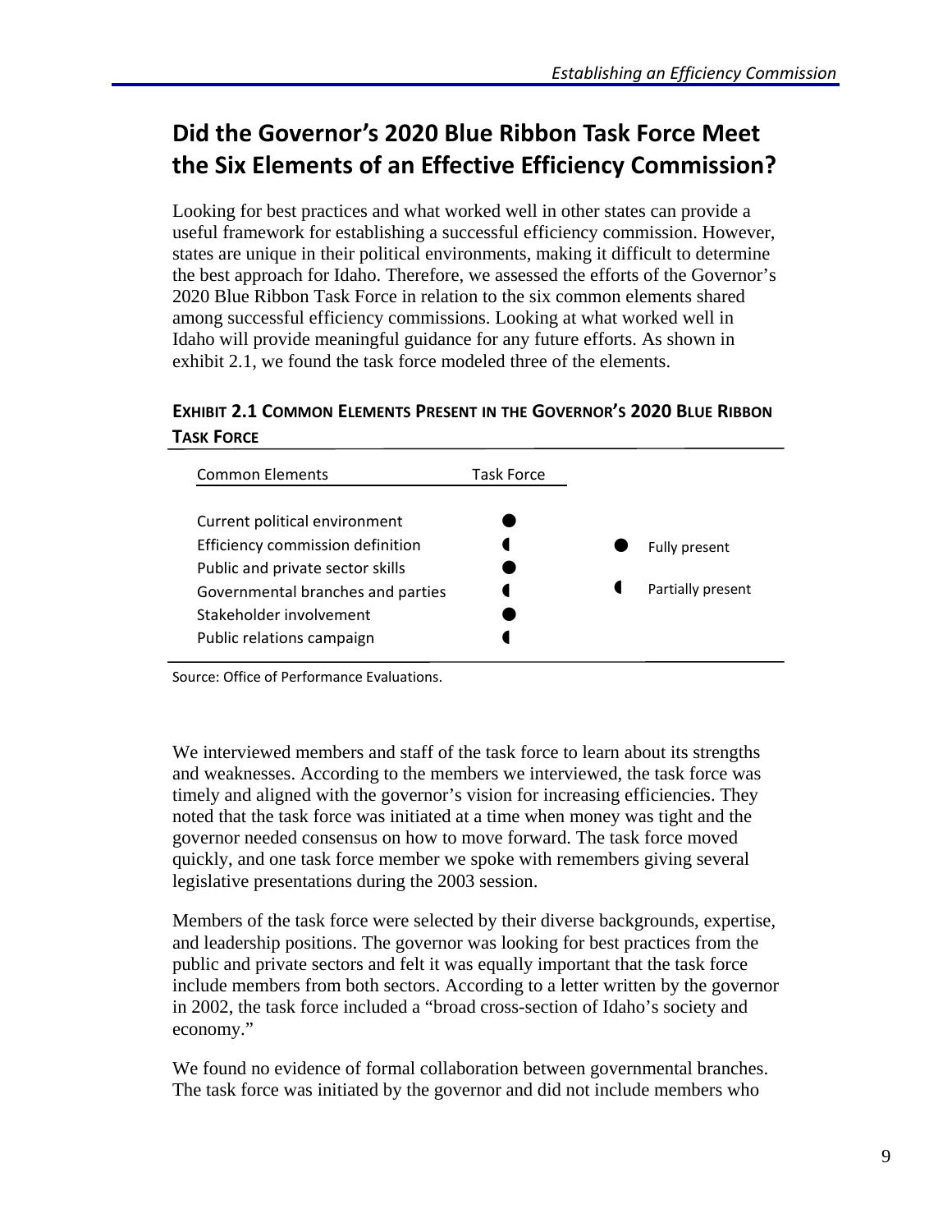## Did the Governor's 2020 Blue Ribbon Task Force Meet the Six Elements of an Effective Efficiency Commission?

Looking for best practices and what worked well in other states can provide a useful framework for establishing a successful efficiency commission. However, states are unique in their political environments, making it difficult to determine the best approach for Idaho. Therefore, we assessed the efforts of the Governor's 2020 Blue Ribbon Task Force in relation to the six common elements shared among successful efficiency commissions. Looking at what worked well in Idaho will provide meaningful guidance for any future efforts. As shown in exhibit 2.1, we found the task force modeled three of the elements.

**EXHIBIT 2.1 COMMON ELEMENTS PRESENT IN THE GOVERNOR'S 2020 BLUE RIBBON TASK FORCE**

| Common Elements | Task Force |
|---|---|
| Current political environment | ● |
| Efficiency commission definition | ◖ |
| Public and private sector skills | ● |
| Governmental branches and parties | ◖ |
| Stakeholder involvement | ● |
| Public relations campaign | ◖ |

● Fully present

◖ Partially present

Source: Office of Performance Evaluations.

We interviewed members and staff of the task force to learn about its strengths and weaknesses. According to the members we interviewed, the task force was timely and aligned with the governor's vision for increasing efficiencies. They noted that the task force was initiated at a time when money was tight and the governor needed consensus on how to move forward. The task force moved quickly, and one task force member we spoke with remembers giving several legislative presentations during the 2003 session.

Members of the task force were selected by their diverse backgrounds, expertise, and leadership positions. The governor was looking for best practices from the public and private sectors and felt it was equally important that the task force include members from both sectors. According to a letter written by the governor in 2002, the task force included a "broad cross-section of Idaho's society and economy."

We found no evidence of formal collaboration between governmental branches. The task force was initiated by the governor and did not include members who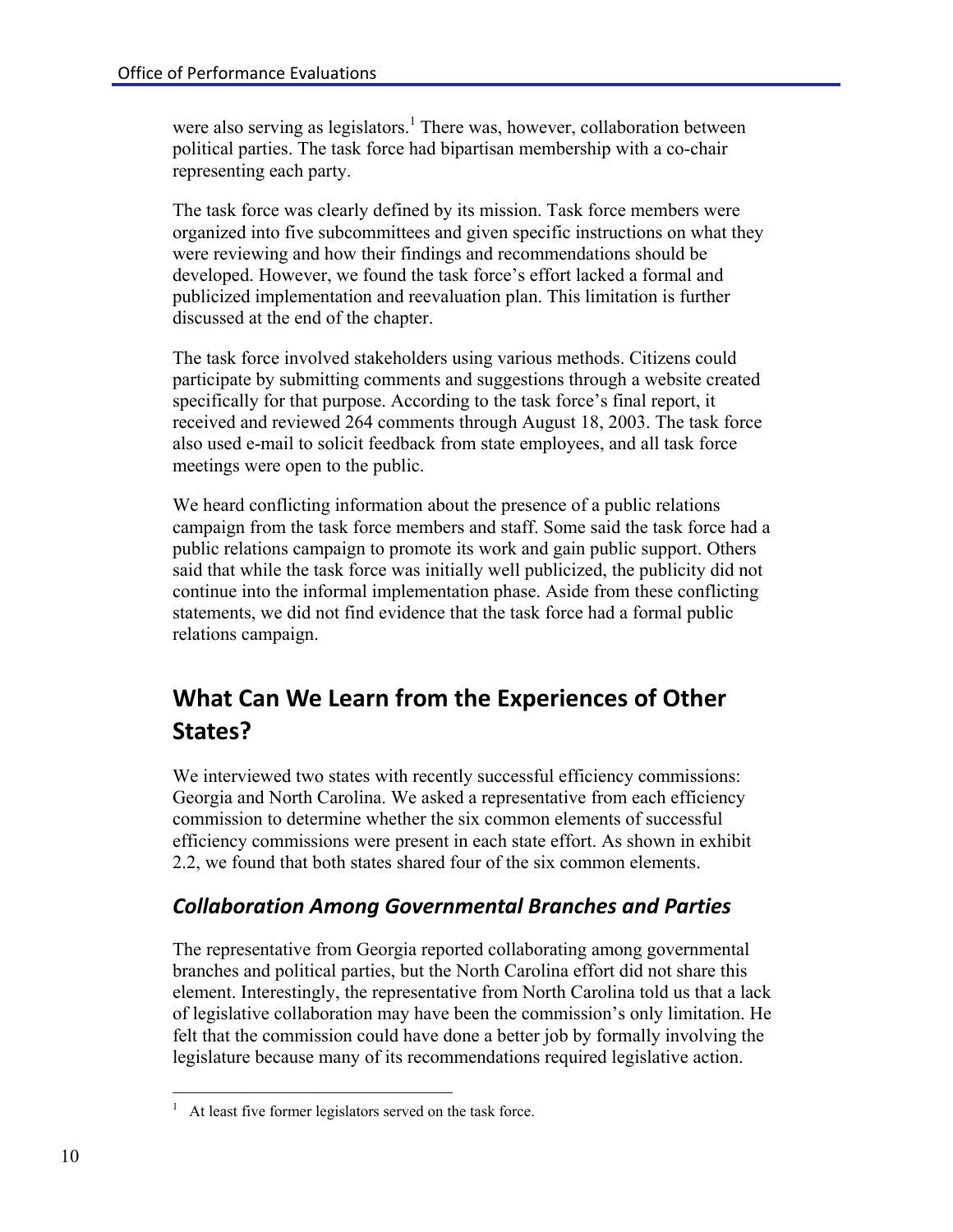were also serving as legislators.[1] There was, however, collaboration between political parties. The task force had bipartisan membership with a co-chair representing each party.

The task force was clearly defined by its mission. Task force members were organized into five subcommittees and given specific instructions on what they were reviewing and how their findings and recommendations should be developed. However, we found the task force's effort lacked a formal and publicized implementation and reevaluation plan. This limitation is further discussed at the end of the chapter.

The task force involved stakeholders using various methods. Citizens could participate by submitting comments and suggestions through a website created specifically for that purpose. According to the task force's final report, it received and reviewed 264 comments through August 18, 2003. The task force also used e-mail to solicit feedback from state employees, and all task force meetings were open to the public.

We heard conflicting information about the presence of a public relations campaign from the task force members and staff. Some said the task force had a public relations campaign to promote its work and gain public support. Others said that while the task force was initially well publicized, the publicity did not continue into the informal implementation phase. Aside from these conflicting statements, we did not find evidence that the task force had a formal public relations campaign.

## What Can We Learn from the Experiences of Other States?

We interviewed two states with recently successful efficiency commissions: Georgia and North Carolina. We asked a representative from each efficiency commission to determine whether the six common elements of successful efficiency commissions were present in each state effort. As shown in exhibit 2.2, we found that both states shared four of the six common elements.

### *Collaboration Among Governmental Branches and Parties*

The representative from Georgia reported collaborating among governmental branches and political parties, but the North Carolina effort did not share this element. Interestingly, the representative from North Carolina told us that a lack of legislative collaboration may have been the commission's only limitation. He felt that the commission could have done a better job by formally involving the legislature because many of its recommendations required legislative action.

---

[1] At least five former legislators served on the task force.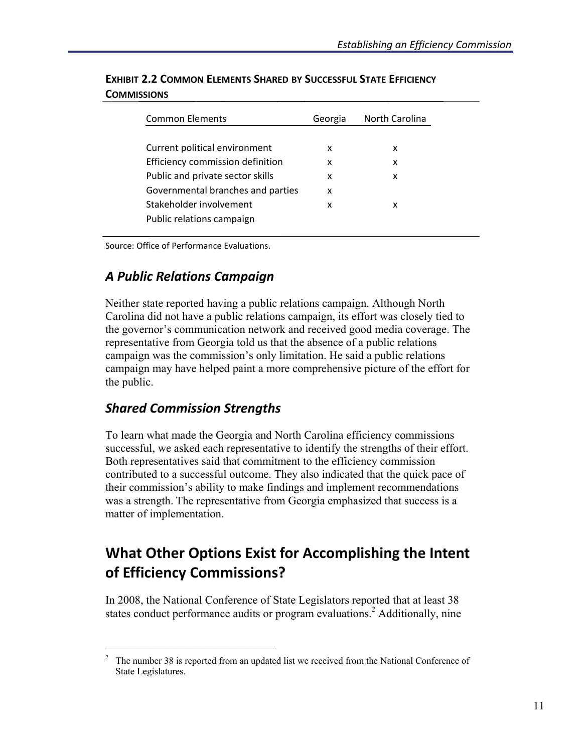**EXHIBIT 2.2 COMMON ELEMENTS SHARED BY SUCCESSFUL STATE EFFICIENCY COMMISSIONS**

| Common Elements | Georgia | North Carolina |
|---|---|---|
| Current political environment | x | x |
| Efficiency commission definition | x | x |
| Public and private sector skills | x | x |
| Governmental branches and parties | x | |
| Stakeholder involvement | x | x |
| Public relations campaign | | |

Source: Office of Performance Evaluations.

### *A Public Relations Campaign*

Neither state reported having a public relations campaign. Although North Carolina did not have a public relations campaign, its effort was closely tied to the governor's communication network and received good media coverage. The representative from Georgia told us that the absence of a public relations campaign was the commission's only limitation. He said a public relations campaign may have helped paint a more comprehensive picture of the effort for the public.

### *Shared Commission Strengths*

To learn what made the Georgia and North Carolina efficiency commissions successful, we asked each representative to identify the strengths of their effort. Both representatives said that commitment to the efficiency commission contributed to a successful outcome. They also indicated that the quick pace of their commission's ability to make findings and implement recommendations was a strength. The representative from Georgia emphasized that success is a matter of implementation.

## What Other Options Exist for Accomplishing the Intent of Efficiency Commissions?

In 2008, the National Conference of State Legislators reported that at least 38 states conduct performance audits or program evaluations.[2] Additionally, nine

[2] The number 38 is reported from an updated list we received from the National Conference of State Legislatures.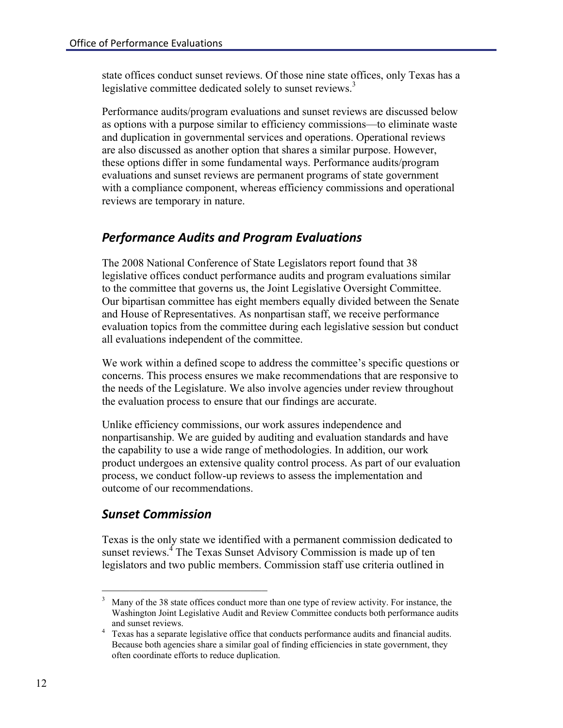state offices conduct sunset reviews. Of those nine state offices, only Texas has a legislative committee dedicated solely to sunset reviews.[3]

Performance audits/program evaluations and sunset reviews are discussed below as options with a purpose similar to efficiency commissions—to eliminate waste and duplication in governmental services and operations. Operational reviews are also discussed as another option that shares a similar purpose. However, these options differ in some fundamental ways. Performance audits/program evaluations and sunset reviews are permanent programs of state government with a compliance component, whereas efficiency commissions and operational reviews are temporary in nature.

## *Performance Audits and Program Evaluations*

The 2008 National Conference of State Legislators report found that 38 legislative offices conduct performance audits and program evaluations similar to the committee that governs us, the Joint Legislative Oversight Committee. Our bipartisan committee has eight members equally divided between the Senate and House of Representatives. As nonpartisan staff, we receive performance evaluation topics from the committee during each legislative session but conduct all evaluations independent of the committee.

We work within a defined scope to address the committee's specific questions or concerns. This process ensures we make recommendations that are responsive to the needs of the Legislature. We also involve agencies under review throughout the evaluation process to ensure that our findings are accurate.

Unlike efficiency commissions, our work assures independence and nonpartisanship. We are guided by auditing and evaluation standards and have the capability to use a wide range of methodologies. In addition, our work product undergoes an extensive quality control process. As part of our evaluation process, we conduct follow-up reviews to assess the implementation and outcome of our recommendations.

## *Sunset Commission*

Texas is the only state we identified with a permanent commission dedicated to sunset reviews.[4] The Texas Sunset Advisory Commission is made up of ten legislators and two public members. Commission staff use criteria outlined in

---

[3] Many of the 38 state offices conduct more than one type of review activity. For instance, the Washington Joint Legislative Audit and Review Committee conducts both performance audits and sunset reviews.

[4] Texas has a separate legislative office that conducts performance audits and financial audits. Because both agencies share a similar goal of finding efficiencies in state government, they often coordinate efforts to reduce duplication.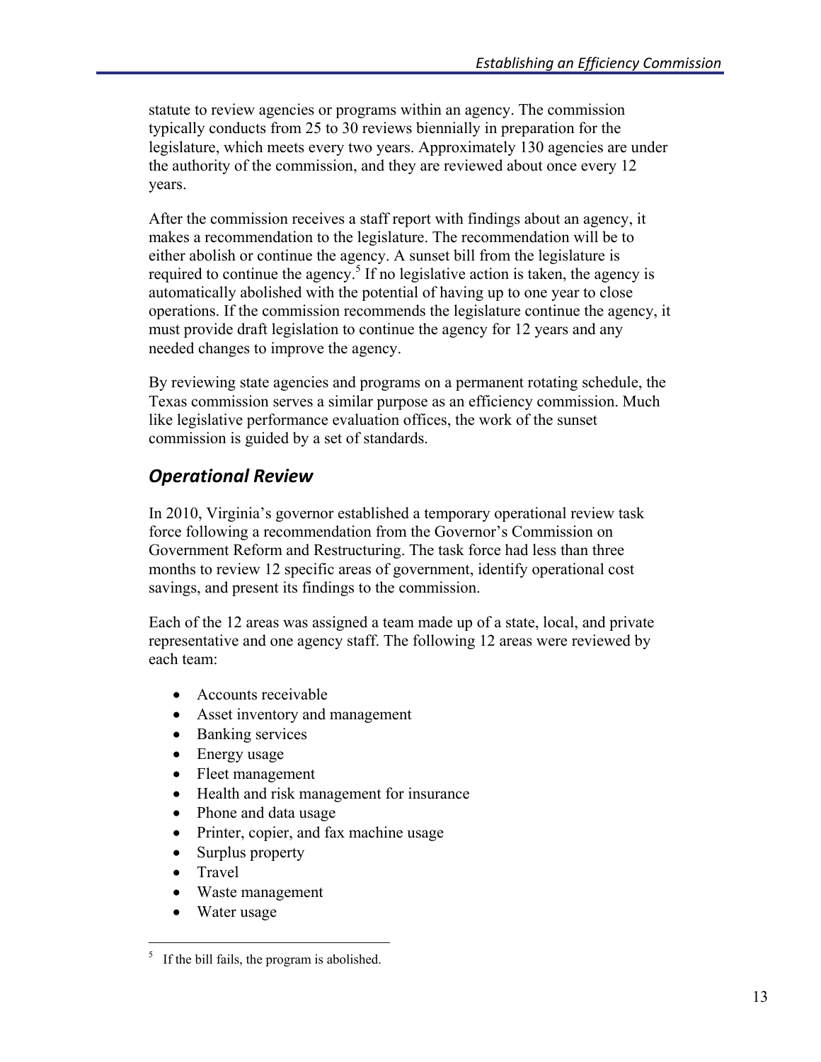statute to review agencies or programs within an agency. The commission typically conducts from 25 to 30 reviews biennially in preparation for the legislature, which meets every two years. Approximately 130 agencies are under the authority of the commission, and they are reviewed about once every 12 years.

After the commission receives a staff report with findings about an agency, it makes a recommendation to the legislature. The recommendation will be to either abolish or continue the agency. A sunset bill from the legislature is required to continue the agency.[5] If no legislative action is taken, the agency is automatically abolished with the potential of having up to one year to close operations. If the commission recommends the legislature continue the agency, it must provide draft legislation to continue the agency for 12 years and any needed changes to improve the agency.

By reviewing state agencies and programs on a permanent rotating schedule, the Texas commission serves a similar purpose as an efficiency commission. Much like legislative performance evaluation offices, the work of the sunset commission is guided by a set of standards.

## *Operational Review*

In 2010, Virginia's governor established a temporary operational review task force following a recommendation from the Governor's Commission on Government Reform and Restructuring. The task force had less than three months to review 12 specific areas of government, identify operational cost savings, and present its findings to the commission.

Each of the 12 areas was assigned a team made up of a state, local, and private representative and one agency staff. The following 12 areas were reviewed by each team:

- Accounts receivable
- Asset inventory and management
- Banking services
- Energy usage
- Fleet management
- Health and risk management for insurance
- Phone and data usage
- Printer, copier, and fax machine usage
- Surplus property
- Travel
- Waste management
- Water usage

[5] If the bill fails, the program is abolished.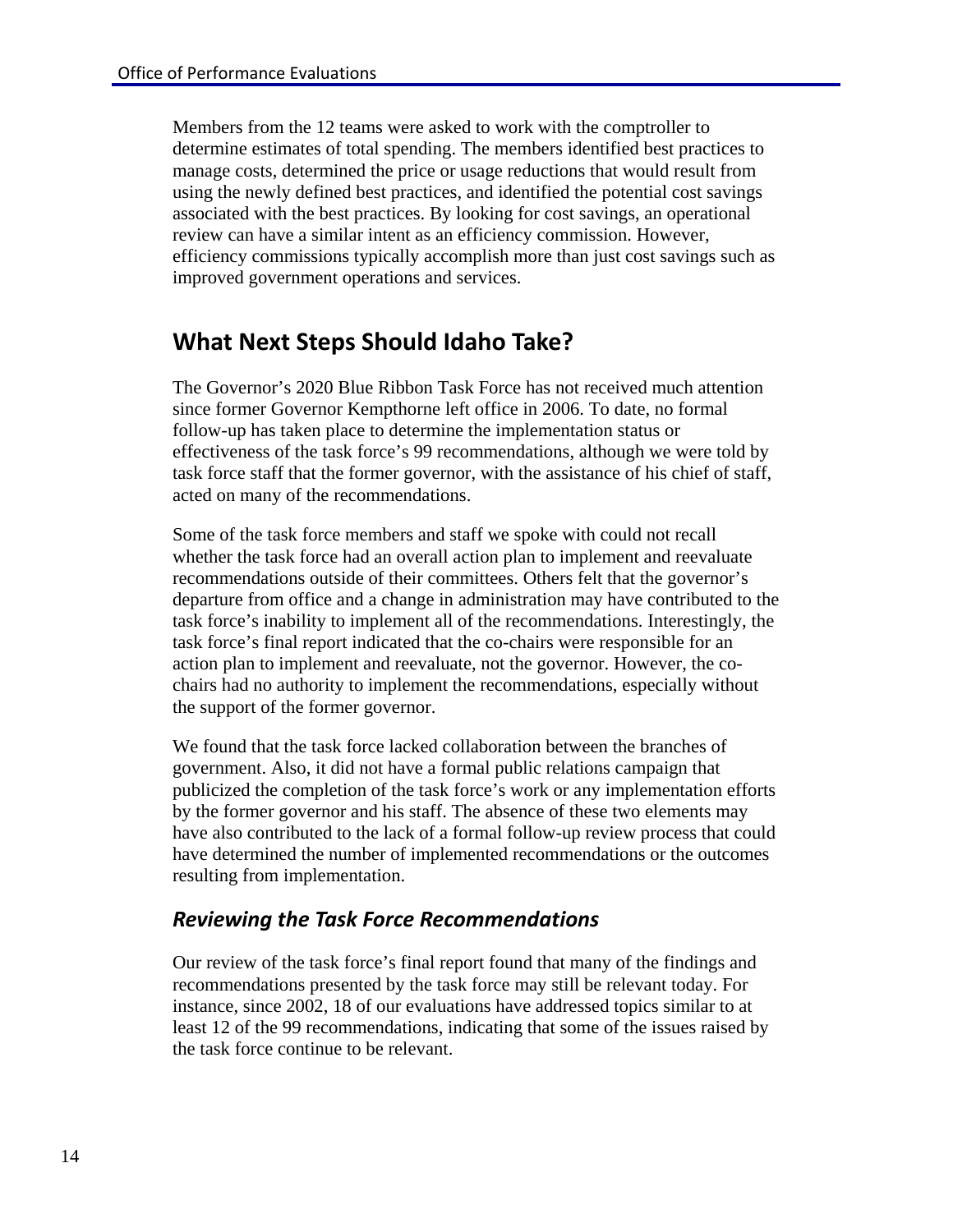Members from the 12 teams were asked to work with the comptroller to determine estimates of total spending. The members identified best practices to manage costs, determined the price or usage reductions that would result from using the newly defined best practices, and identified the potential cost savings associated with the best practices. By looking for cost savings, an operational review can have a similar intent as an efficiency commission. However, efficiency commissions typically accomplish more than just cost savings such as improved government operations and services.

## What Next Steps Should Idaho Take?

The Governor's 2020 Blue Ribbon Task Force has not received much attention since former Governor Kempthorne left office in 2006. To date, no formal follow-up has taken place to determine the implementation status or effectiveness of the task force's 99 recommendations, although we were told by task force staff that the former governor, with the assistance of his chief of staff, acted on many of the recommendations.

Some of the task force members and staff we spoke with could not recall whether the task force had an overall action plan to implement and reevaluate recommendations outside of their committees. Others felt that the governor's departure from office and a change in administration may have contributed to the task force's inability to implement all of the recommendations. Interestingly, the task force's final report indicated that the co-chairs were responsible for an action plan to implement and reevaluate, not the governor. However, the co-chairs had no authority to implement the recommendations, especially without the support of the former governor.

We found that the task force lacked collaboration between the branches of government. Also, it did not have a formal public relations campaign that publicized the completion of the task force's work or any implementation efforts by the former governor and his staff. The absence of these two elements may have also contributed to the lack of a formal follow-up review process that could have determined the number of implemented recommendations or the outcomes resulting from implementation.

### *Reviewing the Task Force Recommendations*

Our review of the task force's final report found that many of the findings and recommendations presented by the task force may still be relevant today. For instance, since 2002, 18 of our evaluations have addressed topics similar to at least 12 of the 99 recommendations, indicating that some of the issues raised by the task force continue to be relevant.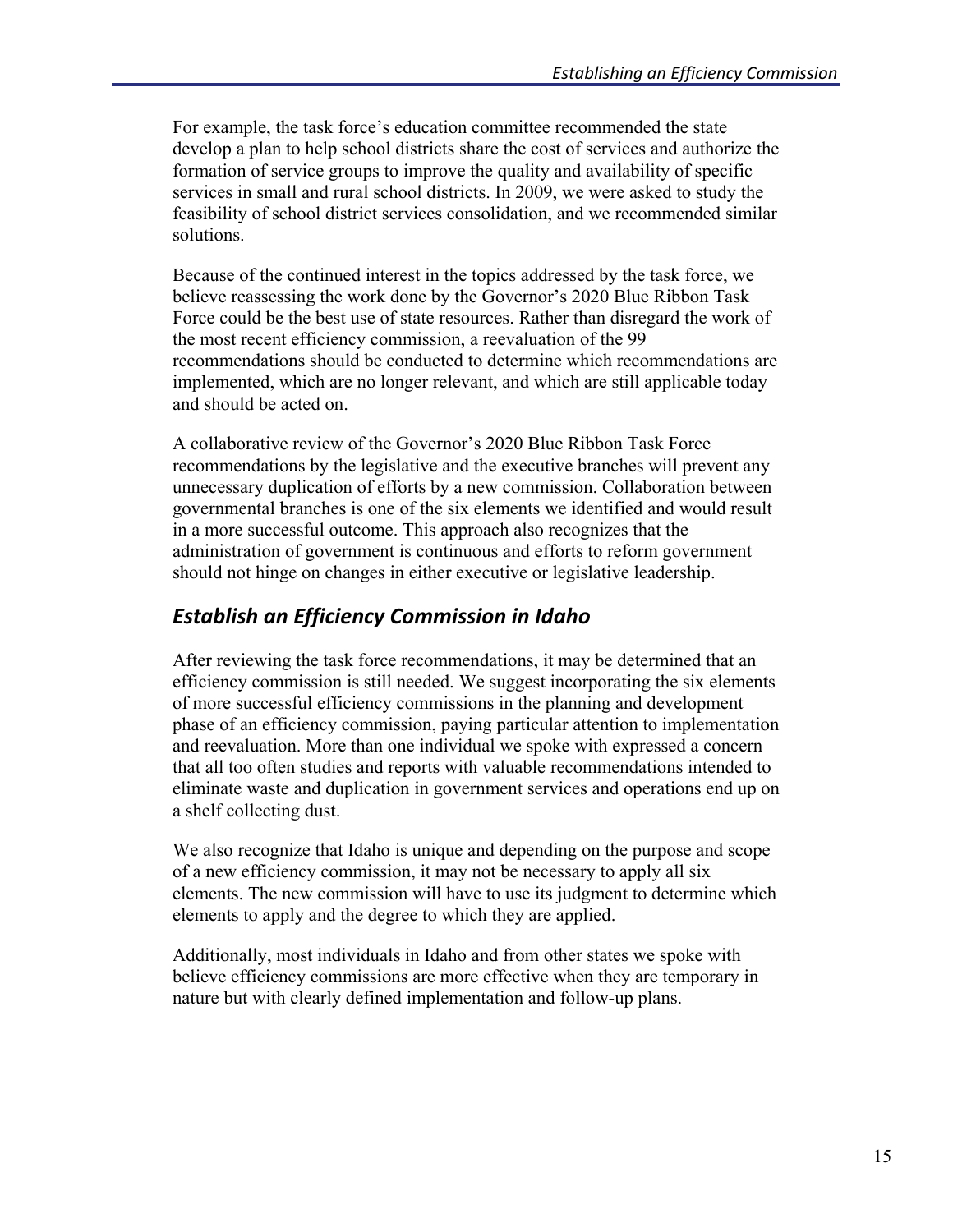For example, the task force's education committee recommended the state develop a plan to help school districts share the cost of services and authorize the formation of service groups to improve the quality and availability of specific services in small and rural school districts. In 2009, we were asked to study the feasibility of school district services consolidation, and we recommended similar solutions.

Because of the continued interest in the topics addressed by the task force, we believe reassessing the work done by the Governor's 2020 Blue Ribbon Task Force could be the best use of state resources. Rather than disregard the work of the most recent efficiency commission, a reevaluation of the 99 recommendations should be conducted to determine which recommendations are implemented, which are no longer relevant, and which are still applicable today and should be acted on.

A collaborative review of the Governor's 2020 Blue Ribbon Task Force recommendations by the legislative and the executive branches will prevent any unnecessary duplication of efforts by a new commission. Collaboration between governmental branches is one of the six elements we identified and would result in a more successful outcome. This approach also recognizes that the administration of government is continuous and efforts to reform government should not hinge on changes in either executive or legislative leadership.

## *Establish an Efficiency Commission in Idaho*

After reviewing the task force recommendations, it may be determined that an efficiency commission is still needed. We suggest incorporating the six elements of more successful efficiency commissions in the planning and development phase of an efficiency commission, paying particular attention to implementation and reevaluation. More than one individual we spoke with expressed a concern that all too often studies and reports with valuable recommendations intended to eliminate waste and duplication in government services and operations end up on a shelf collecting dust.

We also recognize that Idaho is unique and depending on the purpose and scope of a new efficiency commission, it may not be necessary to apply all six elements. The new commission will have to use its judgment to determine which elements to apply and the degree to which they are applied.

Additionally, most individuals in Idaho and from other states we spoke with believe efficiency commissions are more effective when they are temporary in nature but with clearly defined implementation and follow-up plans.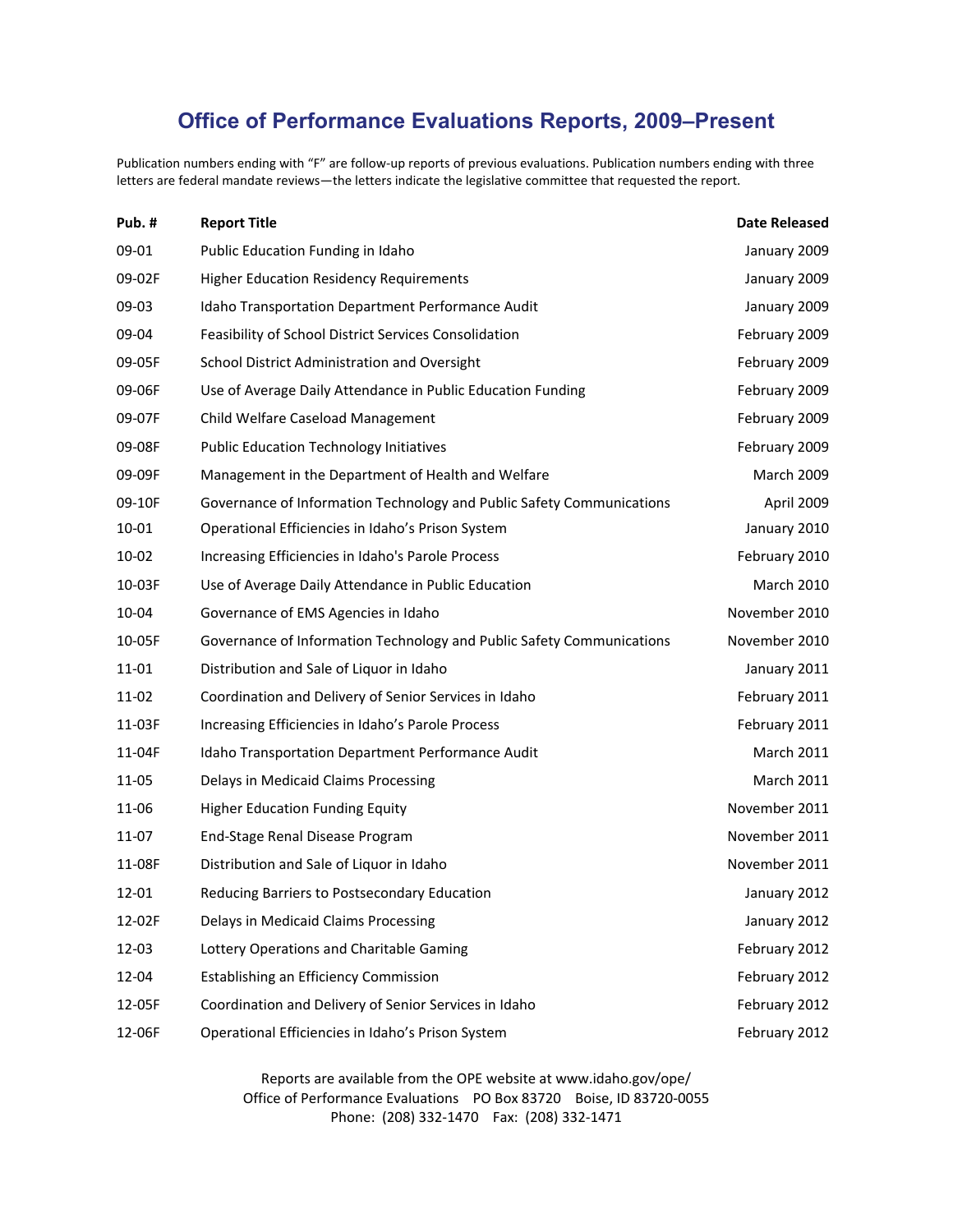# Office of Performance Evaluations Reports, 2009–Present

Publication numbers ending with "F" are follow-up reports of previous evaluations. Publication numbers ending with three letters are federal mandate reviews—the letters indicate the legislative committee that requested the report.

| Pub. # | Report Title | Date Released |
|---|---|---|
| 09-01 | Public Education Funding in Idaho | January 2009 |
| 09-02F | Higher Education Residency Requirements | January 2009 |
| 09-03 | Idaho Transportation Department Performance Audit | January 2009 |
| 09-04 | Feasibility of School District Services Consolidation | February 2009 |
| 09-05F | School District Administration and Oversight | February 2009 |
| 09-06F | Use of Average Daily Attendance in Public Education Funding | February 2009 |
| 09-07F | Child Welfare Caseload Management | February 2009 |
| 09-08F | Public Education Technology Initiatives | February 2009 |
| 09-09F | Management in the Department of Health and Welfare | March 2009 |
| 09-10F | Governance of Information Technology and Public Safety Communications | April 2009 |
| 10-01 | Operational Efficiencies in Idaho's Prison System | January 2010 |
| 10-02 | Increasing Efficiencies in Idaho's Parole Process | February 2010 |
| 10-03F | Use of Average Daily Attendance in Public Education | March 2010 |
| 10-04 | Governance of EMS Agencies in Idaho | November 2010 |
| 10-05F | Governance of Information Technology and Public Safety Communications | November 2010 |
| 11-01 | Distribution and Sale of Liquor in Idaho | January 2011 |
| 11-02 | Coordination and Delivery of Senior Services in Idaho | February 2011 |
| 11-03F | Increasing Efficiencies in Idaho's Parole Process | February 2011 |
| 11-04F | Idaho Transportation Department Performance Audit | March 2011 |
| 11-05 | Delays in Medicaid Claims Processing | March 2011 |
| 11-06 | Higher Education Funding Equity | November 2011 |
| 11-07 | End-Stage Renal Disease Program | November 2011 |
| 11-08F | Distribution and Sale of Liquor in Idaho | November 2011 |
| 12-01 | Reducing Barriers to Postsecondary Education | January 2012 |
| 12-02F | Delays in Medicaid Claims Processing | January 2012 |
| 12-03 | Lottery Operations and Charitable Gaming | February 2012 |
| 12-04 | Establishing an Efficiency Commission | February 2012 |
| 12-05F | Coordination and Delivery of Senior Services in Idaho | February 2012 |
| 12-06F | Operational Efficiencies in Idaho's Prison System | February 2012 |

Reports are available from the OPE website at www.idaho.gov/ope/
Office of Performance Evaluations PO Box 83720 Boise, ID 83720-0055
Phone: (208) 332-1470 Fax: (208) 332-1471